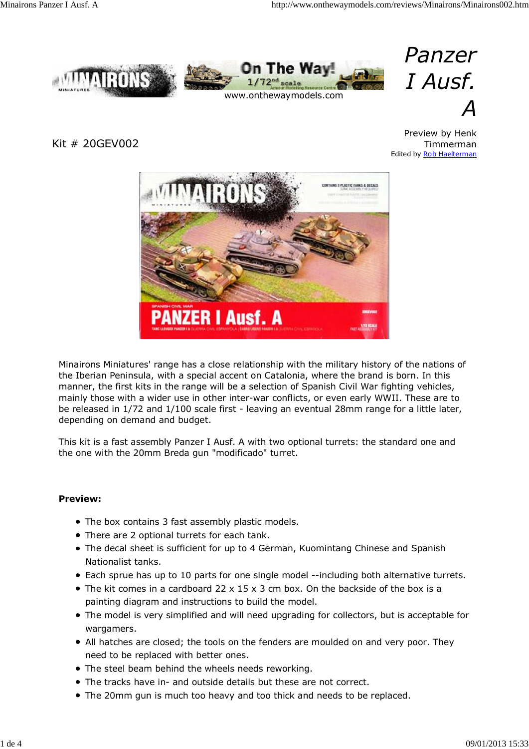# Panzer I Ausf. A

Kit # 20GEV002

Preview by Henk Timmerman

Edited by Rob Haelterman

Minairons Miniatures' range has a close relationship with the military history of the nations of the Iberian Peninsula, with a special accent on Catalonia, where the brand is born. In this manner, the first kits in the range will be a selection of Spanish Civil War fighting vehicles, mainly those with a wider use in other inter-war conflicts, or even early WWII. These are to be released in 1/72 and 1/100 scale first - leaving an eventual 28mm range for a little later, depending on demand and budget.

This kit is a fast assembly Panzer I Ausf. A with two optional turrets: the standard one and the one with the 20mm Breda gun "modificado" turret.

**Preview:**

- The box contains 3 fast assembly plastic models.
- There are 2 optional turrets for each tank.
- The decal sheet is sufficient for up to 4 German, Kuomintang Chinese and Spanish Nationalist tanks.
- Each sprue has up to 10 parts for one single model --including both alternative turrets.
- The kit comes in a cardboard 22 x 15 x 3 cm box. On the backside of the box is a painting diagram and instructions to build the model.
- The model is very simplified and will need upgrading for collectors, but is acceptable for wargamers.
- All hatches are closed; the tools on the fenders are moulded on and very poor. They need to be replaced with better ones.
- The steel beam behind the wheels needs reworking.
- The tracks have in- and outside details but these are not correct.
- The 20mm gun is much too heavy and too thick and needs to be replaced.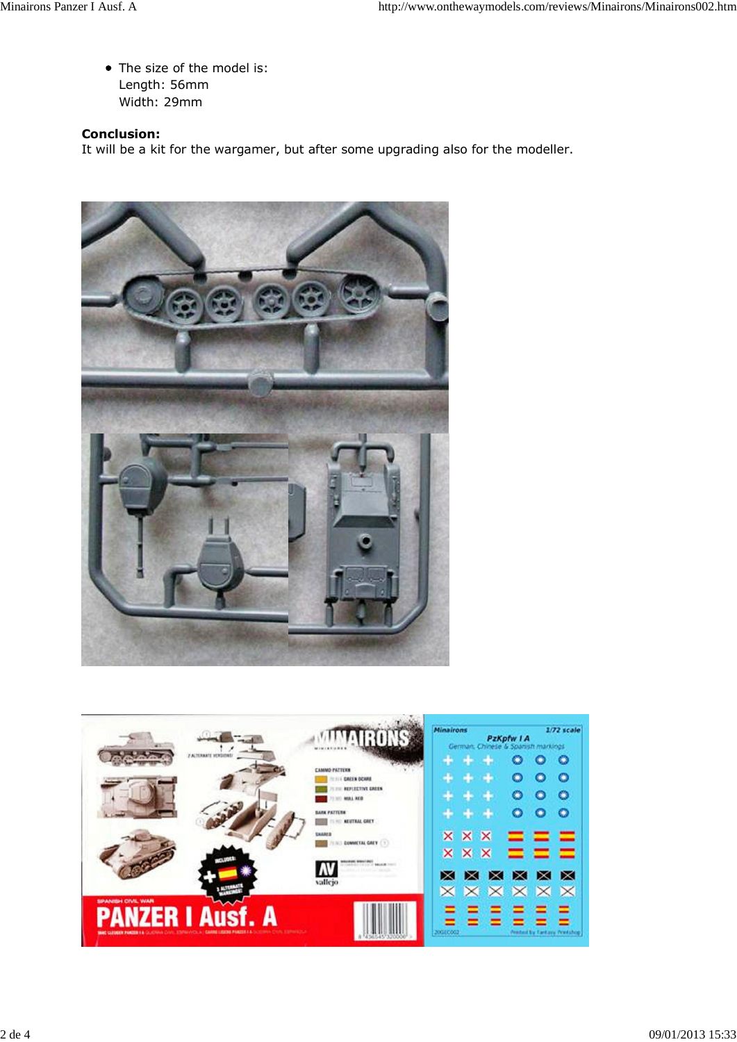- The size of the model is:
  Length: 56mm
  Width: 29mm

**Conclusion:**
It will be a kit for the wargamer, but after some upgrading also for the modeller.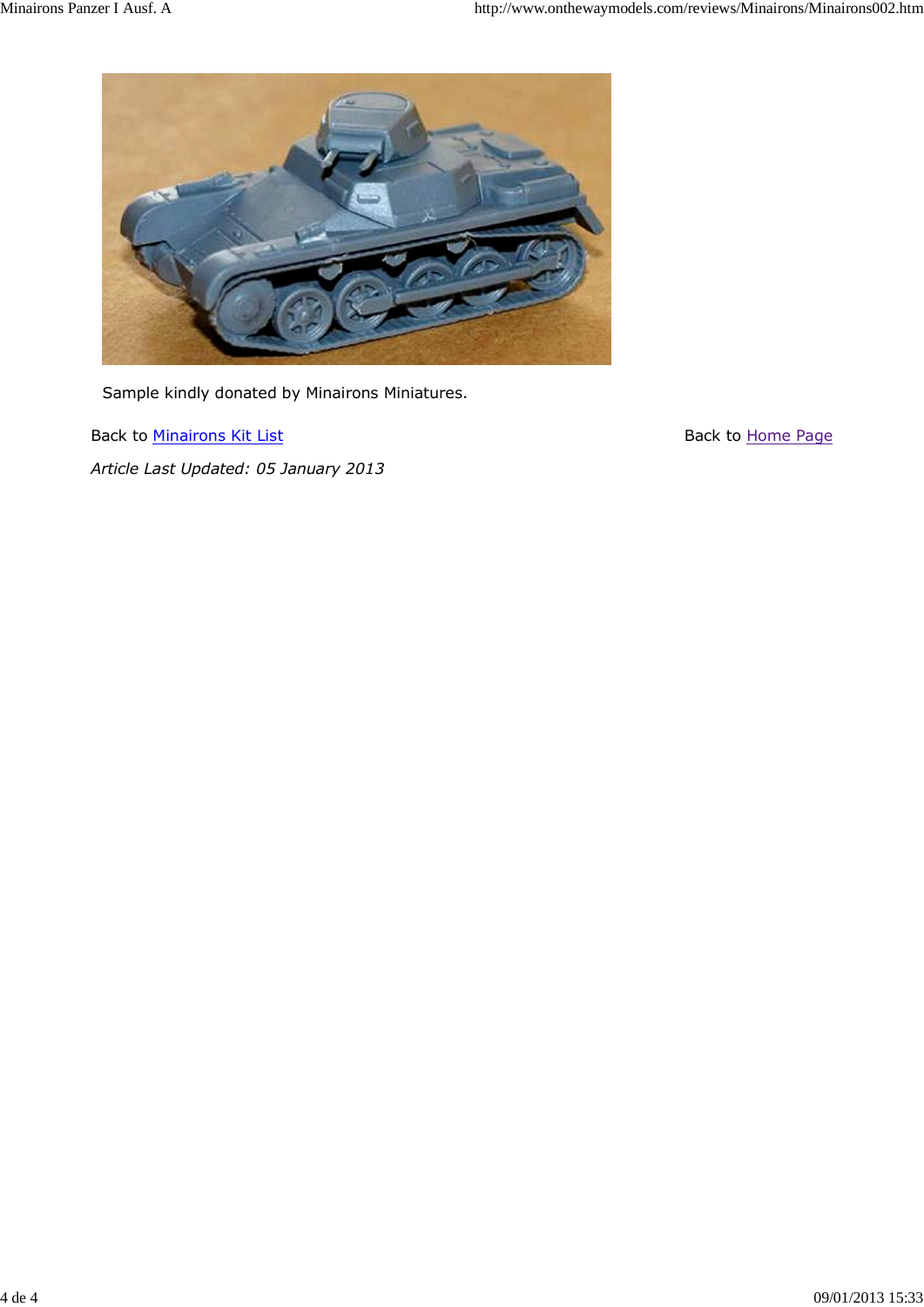Sample kindly donated by Minairons Miniatures.

Back to Minairons Kit List

Back to Home Page

*Article Last Updated: 05 January 2013*